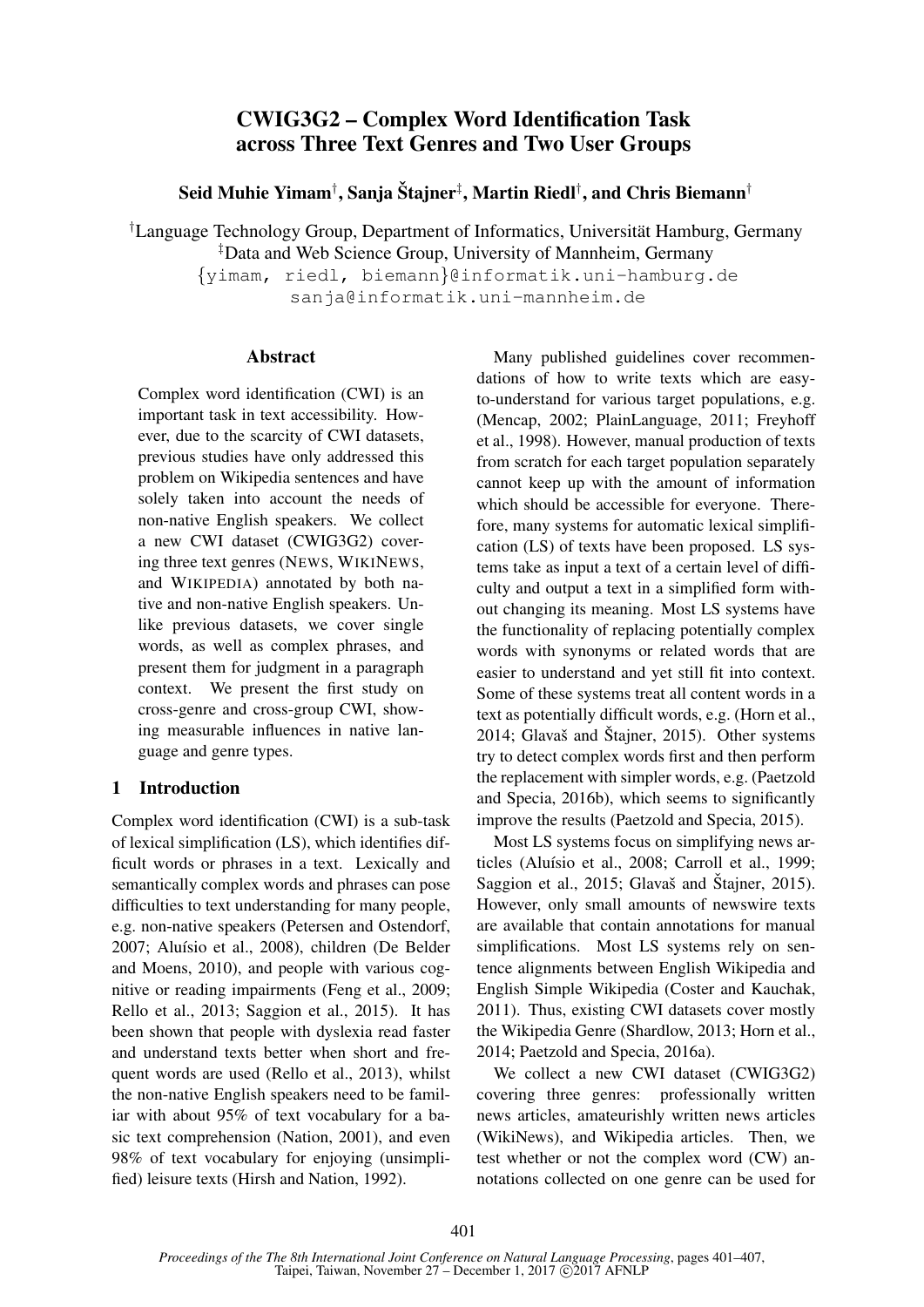# CWIG3G2 – Complex Word Identification Task across Three Text Genres and Two User Groups

**Seid Muhie Yimam[†], Sanja Štajner[‡], Martin Riedl[†], and Chris Biemann[†]**

[†]Language Technology Group, Department of Informatics, Universität Hamburg, Germany
[‡]Data and Web Science Group, University of Mannheim, Germany
{yimam, riedl, biemann}@informatik.uni-hamburg.de
sanja@informatik.uni-mannheim.de

## Abstract

Complex word identification (CWI) is an important task in text accessibility. However, due to the scarcity of CWI datasets, previous studies have only addressed this problem on Wikipedia sentences and have solely taken into account the needs of non-native English speakers. We collect a new CWI dataset (CWIG3G2) covering three text genres (NEWS, WIKINEWS, and WIKIPEDIA) annotated by both native and non-native English speakers. Unlike previous datasets, we cover single words, as well as complex phrases, and present them for judgment in a paragraph context. We present the first study on cross-genre and cross-group CWI, showing measurable influences in native language and genre types.

## 1 Introduction

Complex word identification (CWI) is a sub-task of lexical simplification (LS), which identifies difficult words or phrases in a text. Lexically and semantically complex words and phrases can pose difficulties to text understanding for many people, e.g. non-native speakers (Petersen and Ostendorf, 2007; Aluísio et al., 2008), children (De Belder and Moens, 2010), and people with various cognitive or reading impairments (Feng et al., 2009; Rello et al., 2013; Saggion et al., 2015). It has been shown that people with dyslexia read faster and understand texts better when short and frequent words are used (Rello et al., 2013), whilst the non-native English speakers need to be familiar with about 95% of text vocabulary for a basic text comprehension (Nation, 2001), and even 98% of text vocabulary for enjoying (unsimplified) leisure texts (Hirsh and Nation, 1992).

Many published guidelines cover recommendations of how to write texts which are easy-to-understand for various target populations, e.g. (Mencap, 2002; PlainLanguage, 2011; Freyhoff et al., 1998). However, manual production of texts from scratch for each target population separately cannot keep up with the amount of information which should be accessible for everyone. Therefore, many systems for automatic lexical simplification (LS) of texts have been proposed. LS systems take as input a text of a certain level of difficulty and output a text in a simplified form without changing its meaning. Most LS systems have the functionality of replacing potentially complex words with synonyms or related words that are easier to understand and yet still fit into context. Some of these systems treat all content words in a text as potentially difficult words, e.g. (Horn et al., 2014; Glavaš and Štajner, 2015). Other systems try to detect complex words first and then perform the replacement with simpler words, e.g. (Paetzold and Specia, 2016b), which seems to significantly improve the results (Paetzold and Specia, 2015).

Most LS systems focus on simplifying news articles (Aluísio et al., 2008; Carroll et al., 1999; Saggion et al., 2015; Glavaš and Štajner, 2015). However, only small amounts of newswire texts are available that contain annotations for manual simplifications. Most LS systems rely on sentence alignments between English Wikipedia and English Simple Wikipedia (Coster and Kauchak, 2011). Thus, existing CWI datasets cover mostly the Wikipedia Genre (Shardlow, 2013; Horn et al., 2014; Paetzold and Specia, 2016a).

We collect a new CWI dataset (CWIG3G2) covering three genres: professionally written news articles, amateurishly written news articles (WikiNews), and Wikipedia articles. Then, we test whether or not the complex word (CW) annotations collected on one genre can be used for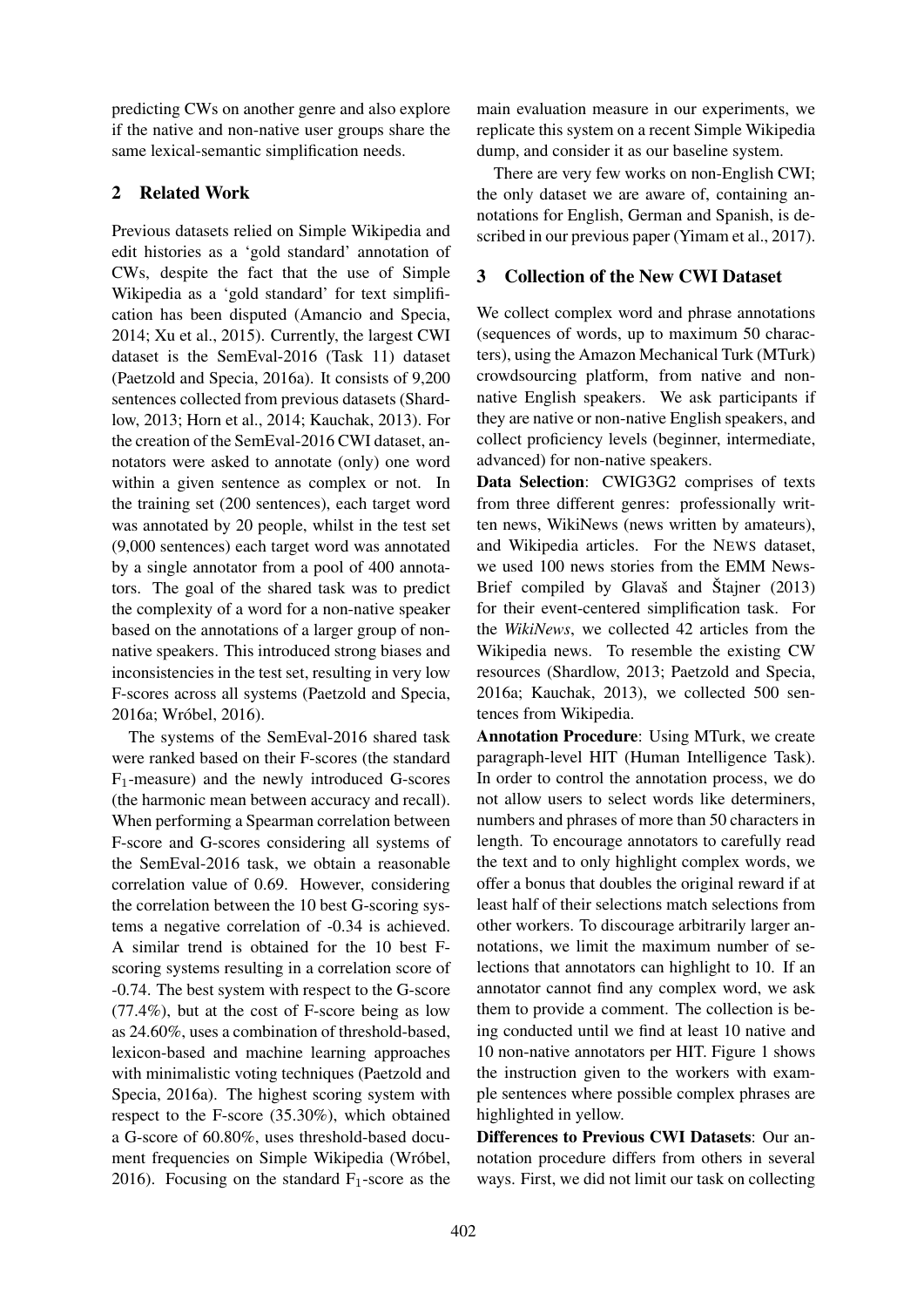predicting CWs on another genre and also explore if the native and non-native user groups share the same lexical-semantic simplification needs.

## 2 Related Work

Previous datasets relied on Simple Wikipedia and edit histories as a 'gold standard' annotation of CWs, despite the fact that the use of Simple Wikipedia as a 'gold standard' for text simplification has been disputed (Amancio and Specia, 2014; Xu et al., 2015). Currently, the largest CWI dataset is the SemEval-2016 (Task 11) dataset (Paetzold and Specia, 2016a). It consists of 9,200 sentences collected from previous datasets (Shardlow, 2013; Horn et al., 2014; Kauchak, 2013). For the creation of the SemEval-2016 CWI dataset, annotators were asked to annotate (only) one word within a given sentence as complex or not. In the training set (200 sentences), each target word was annotated by 20 people, whilst in the test set (9,000 sentences) each target word was annotated by a single annotator from a pool of 400 annotators. The goal of the shared task was to predict the complexity of a word for a non-native speaker based on the annotations of a larger group of non-native speakers. This introduced strong biases and inconsistencies in the test set, resulting in very low F-scores across all systems (Paetzold and Specia, 2016a; Wróbel, 2016).

The systems of the SemEval-2016 shared task were ranked based on their F-scores (the standard $F_1$-measure) and the newly introduced G-scores (the harmonic mean between accuracy and recall). When performing a Spearman correlation between F-score and G-scores considering all systems of the SemEval-2016 task, we obtain a reasonable correlation value of 0.69. However, considering the correlation between the 10 best G-scoring systems a negative correlation of -0.34 is achieved. A similar trend is obtained for the 10 best F-scoring systems resulting in a correlation score of -0.74. The best system with respect to the G-score (77.4%), but at the cost of F-score being as low as 24.60%, uses a combination of threshold-based, lexicon-based and machine learning approaches with minimalistic voting techniques (Paetzold and Specia, 2016a). The highest scoring system with respect to the F-score (35.30%), which obtained a G-score of 60.80%, uses threshold-based document frequencies on Simple Wikipedia (Wróbel, 2016). Focusing on the standard $F_1$-score as the main evaluation measure in our experiments, we replicate this system on a recent Simple Wikipedia dump, and consider it as our baseline system.

There are very few works on non-English CWI; the only dataset we are aware of, containing annotations for English, German and Spanish, is described in our previous paper (Yimam et al., 2017).

## 3 Collection of the New CWI Dataset

We collect complex word and phrase annotations (sequences of words, up to maximum 50 characters), using the Amazon Mechanical Turk (MTurk) crowdsourcing platform, from native and non-native English speakers. We ask participants if they are native or non-native English speakers, and collect proficiency levels (beginner, intermediate, advanced) for non-native speakers.

**Data Selection**: CWIG3G2 comprises of texts from three different genres: professionally written news, WikiNews (news written by amateurs), and Wikipedia articles. For the NEWS dataset, we used 100 news stories from the EMM NewsBrief compiled by Glavaš and Štajner (2013) for their event-centered simplification task. For the *WikiNews*, we collected 42 articles from the Wikipedia news. To resemble the existing CW resources (Shardlow, 2013; Paetzold and Specia, 2016a; Kauchak, 2013), we collected 500 sentences from Wikipedia.

**Annotation Procedure**: Using MTurk, we create paragraph-level HIT (Human Intelligence Task). In order to control the annotation process, we do not allow users to select words like determiners, numbers and phrases of more than 50 characters in length. To encourage annotators to carefully read the text and to only highlight complex words, we offer a bonus that doubles the original reward if at least half of their selections match selections from other workers. To discourage arbitrarily larger annotations, we limit the maximum number of selections that annotators can highlight to 10. If an annotator cannot find any complex word, we ask them to provide a comment. The collection is being conducted until we find at least 10 native and 10 non-native annotators per HIT. Figure 1 shows the instruction given to the workers with example sentences where possible complex phrases are highlighted in yellow.

**Differences to Previous CWI Datasets**: Our annotation procedure differs from others in several ways. First, we did not limit our task on collecting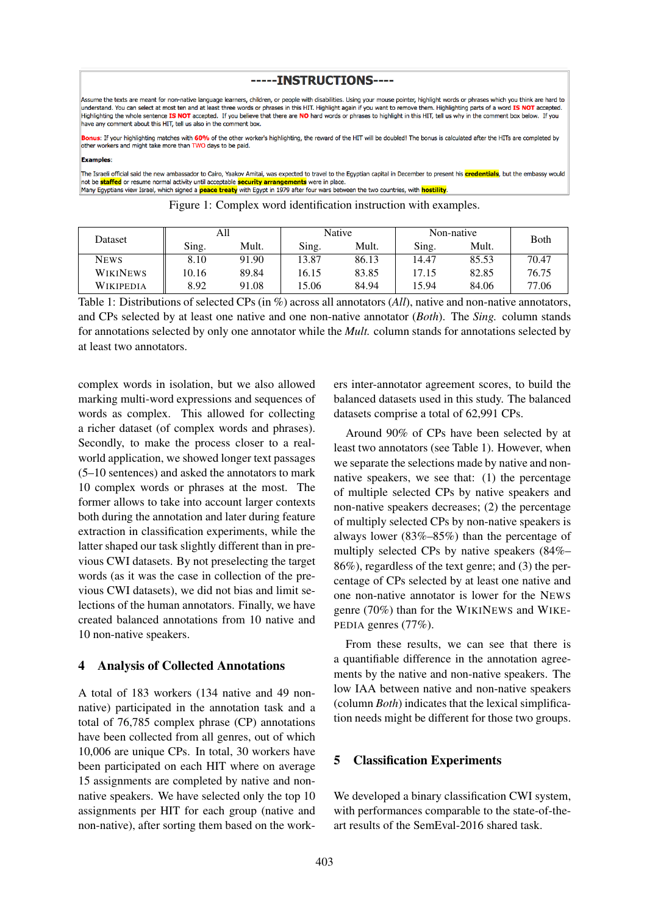-----INSTRUCTIONS----

Assume the texts are meant for non-native language learners, children, or people with disabilities. Using your mouse pointer, highlight words or phrases which you think are hard to understand. You can select at most ten and at least three words or phrases in this HIT. Highlight again if you want to remove them. Highlighting parts of a word **IS NOT** accepted. Highlighting the whole sentence **IS NOT** accepted. If you believe that there are **NO** hard words or phrases to highlight in this HIT, tell us why in the comment box below. If you have any comment about this HIT, tell us also in the comment box.

**Bonus**: If your highlighting matches with **60%** of the other worker's highlighting, the reward of the HIT will be doubled! The bonus is calculated after the HITs are completed by other workers and might take more than TWO days to be paid.

**Examples**:

The Israeli official said the new ambassador to Cairo, Yaakov Amitai, was expected to travel to the Egyptian capital in December to present his **credentials**, but the embassy would not be **staffed** or resume normal activity until acceptable **security arrangements** were in place.
Many Egyptians view Israel, which signed a **peace treaty** with Egypt in 1979 after four wars between the two countries, with **hostility**.

Figure 1: Complex word identification instruction with examples.

| Dataset | All | | Native | | Non-native | | Both |
|---|---|---|---|---|---|---|---|
| | Sing. | Mult. | Sing. | Mult. | Sing. | Mult. | |
| NEWS | 8.10 | 91.90 | 13.87 | 86.13 | 14.47 | 85.53 | 70.47 |
| WIKINEWS | 10.16 | 89.84 | 16.15 | 83.85 | 17.15 | 82.85 | 76.75 |
| WIKIPEDIA | 8.92 | 91.08 | 15.06 | 84.94 | 15.94 | 84.06 | 77.06 |

Table 1: Distributions of selected CPs (in %) across all annotators (*All*), native and non-native annotators, and CPs selected by at least one native and one non-native annotator (*Both*). The *Sing.* column stands for annotations selected by only one annotator while the *Mult.* column stands for annotations selected by at least two annotators.

complex words in isolation, but we also allowed marking multi-word expressions and sequences of words as complex. This allowed for collecting a richer dataset (of complex words and phrases). Secondly, to make the process closer to a real-world application, we showed longer text passages (5–10 sentences) and asked the annotators to mark 10 complex words or phrases at the most. The former allows to take into account larger contexts both during the annotation and later during feature extraction in classification experiments, while the latter shaped our task slightly different than in previous CWI datasets. By not preselecting the target words (as it was the case in collection of the previous CWI datasets), we did not bias and limit selections of the human annotators. Finally, we have created balanced annotations from 10 native and 10 non-native speakers.

## 4 Analysis of Collected Annotations

A total of 183 workers (134 native and 49 non-native) participated in the annotation task and a total of 76,785 complex phrase (CP) annotations have been collected from all genres, out of which 10,006 are unique CPs. In total, 30 workers have been participated on each HIT where on average 15 assignments are completed by native and non-native speakers. We have selected only the top 10 assignments per HIT for each group (native and non-native), after sorting them based on the workers inter-annotator agreement scores, to build the balanced datasets used in this study. The balanced datasets comprise a total of 62,991 CPs.

Around 90% of CPs have been selected by at least two annotators (see Table 1). However, when we separate the selections made by native and non-native speakers, we see that: (1) the percentage of multiple selected CPs by native speakers and non-native speakers decreases; (2) the percentage of multiply selected CPs by non-native speakers is always lower (83%–85%) than the percentage of multiply selected CPs by native speakers (84%–86%), regardless of the text genre; and (3) the percentage of CPs selected by at least one native and one non-native annotator is lower for the NEWS genre (70%) than for the WIKINEWS and WIKIPEDIA genres (77%).

From these results, we can see that there is a quantifiable difference in the annotation agreements by the native and non-native speakers. The low IAA between native and non-native speakers (column *Both*) indicates that the lexical simplification needs might be different for those two groups.

## 5 Classification Experiments

We developed a binary classification CWI system, with performances comparable to the state-of-the-art results of the SemEval-2016 shared task.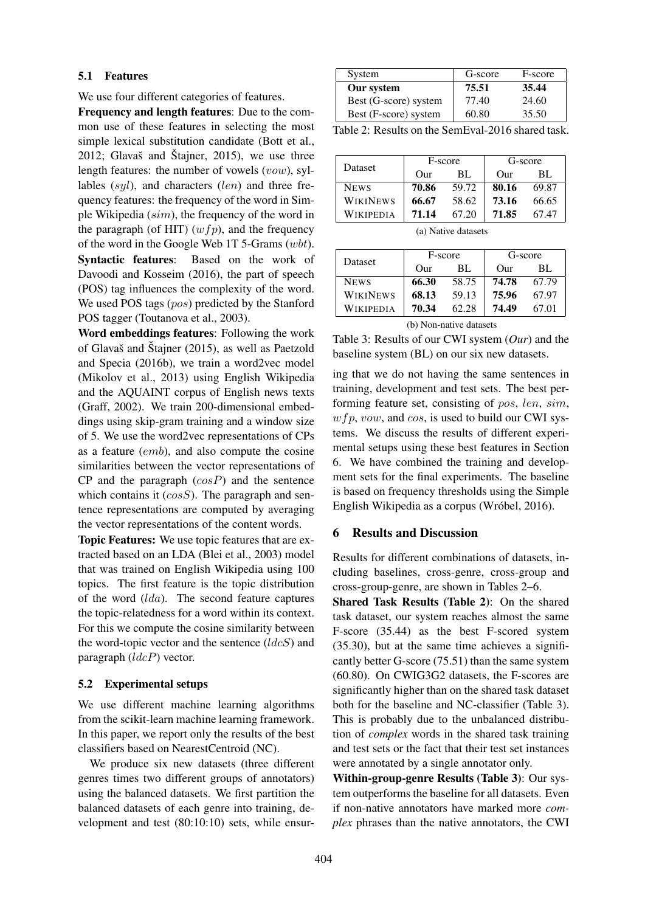### 5.1 Features

We use four different categories of features.

**Frequency and length features**: Due to the common use of these features in selecting the most simple lexical substitution candidate (Bott et al., 2012; Glavaš and Štajner, 2015), we use three length features: the number of vowels ($vow$), syllables ($syl$), and characters ($len$) and three frequency features: the frequency of the word in Simple Wikipedia ($sim$), the frequency of the word in the paragraph (of HIT) ($wfp$), and the frequency of the word in the Google Web 1T 5-Grams ($wbt$).

**Syntactic features**: Based on the work of Davoodi and Kosseim (2016), the part of speech (POS) tag influences the complexity of the word. We used POS tags ($pos$) predicted by the Stanford POS tagger (Toutanova et al., 2003).

**Word embeddings features**: Following the work of Glavaš and Štajner (2015), as well as Paetzold and Specia (2016b), we train a word2vec model (Mikolov et al., 2013) using English Wikipedia and the AQUAINT corpus of English news texts (Graff, 2002). We train 200-dimensional embeddings using skip-gram training and a window size of 5. We use the word2vec representations of CPs as a feature ($emb$), and also compute the cosine similarities between the vector representations of CP and the paragraph ($cosP$) and the sentence which contains it ($cosS$). The paragraph and sentence representations are computed by averaging the vector representations of the content words.

**Topic Features:** We use topic features that are extracted based on an LDA (Blei et al., 2003) model that was trained on English Wikipedia using 100 topics. The first feature is the topic distribution of the word ($lda$). The second feature captures the topic-relatedness for a word within its context. For this we compute the cosine similarity between the word-topic vector and the sentence ($ldcS$) and paragraph ($ldcP$) vector.

### 5.2 Experimental setups

We use different machine learning algorithms from the scikit-learn machine learning framework. In this paper, we report only the results of the best classifiers based on NearestCentroid (NC).

We produce six new datasets (three different genres times two different groups of annotators) using the balanced datasets. We first partition the balanced datasets of each genre into training, development and test (80:10:10) sets, while ensuring that we do not having the same sentences in training, development and test sets. The best performing feature set, consisting of $pos$, $len$, $sim$, $wfp$, $vow$, and $cos$, is used to build our CWI systems. We discuss the results of different experimental setups using these best features in Section 6. We have combined the training and development sets for the final experiments. The baseline is based on frequency thresholds using the Simple English Wikipedia as a corpus (Wróbel, 2016).

| System | G-score | F-score |
|---|---|---|
| **Our system** | **75.51** | **35.44** |
| Best (G-score) system | 77.40 | 24.60 |
| Best (F-score) system | 60.80 | 35.50 |

Table 2: Results on the SemEval-2016 shared task.

| Dataset | F-score | | G-score | |
|---|---|---|---|---|
| | Our | BL | Our | BL |
| NEWS | **70.86** | 59.72 | **80.16** | 69.87 |
| WIKINEWS | **66.67** | 58.62 | **73.16** | 66.65 |
| WIKIPEDIA | **71.14** | 67.20 | **71.85** | 67.47 |

(a) Native datasets

| Dataset | F-score | | G-score | |
|---|---|---|---|---|
| | Our | BL | Our | BL |
| NEWS | **66.30** | 58.75 | **74.78** | 67.79 |
| WIKINEWS | **68.13** | 59.13 | **75.96** | 67.97 |
| WIKIPEDIA | **70.34** | 62.28 | **74.49** | 67.01 |

(b) Non-native datasets

Table 3: Results of our CWI system (*Our*) and the baseline system (BL) on our six new datasets.

## 6 Results and Discussion

Results for different combinations of datasets, including baselines, cross-genre, cross-group and cross-group-genre, are shown in Tables 2–6.

**Shared Task Results (Table 2)**: On the shared task dataset, our system reaches almost the same F-score (35.44) as the best F-scored system (35.30), but at the same time achieves a significantly better G-score (75.51) than the same system (60.80). On CWIG3G2 datasets, the F-scores are significantly higher than on the shared task dataset both for the baseline and NC-classifier (Table 3). This is probably due to the unbalanced distribution of *complex* words in the shared task training and test sets or the fact that their test set instances were annotated by a single annotator only.

**Within-group-genre Results (Table 3)**: Our system outperforms the baseline for all datasets. Even if non-native annotators have marked more *complex* phrases than the native annotators, the CWI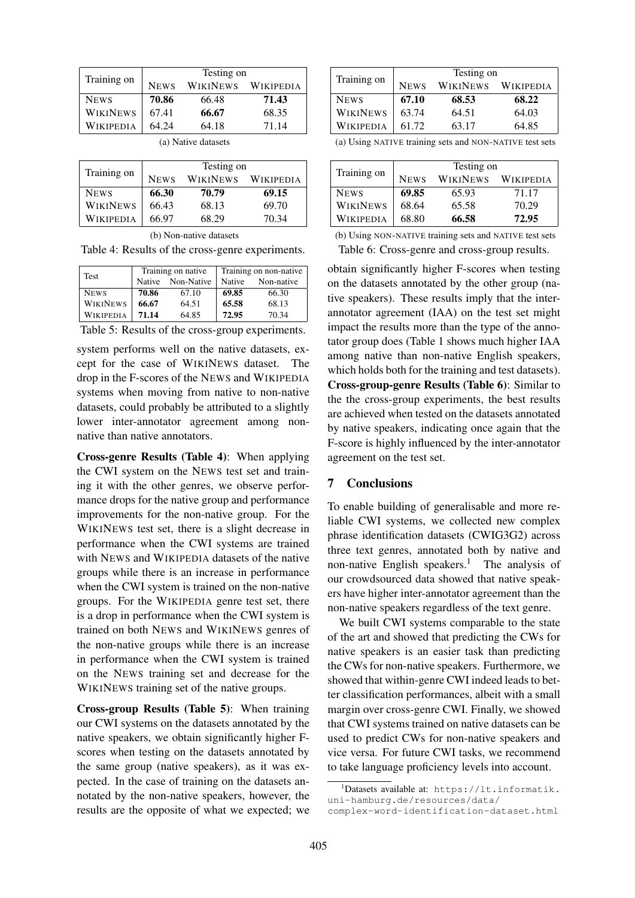| Training on | Testing on | | |
|---|---|---|---|
| | NEWS | WIKINEWS | WIKIPEDIA |
| NEWS | **70.86** | 66.48 | **71.43** |
| WIKINEWS | 67.41 | **66.67** | 68.35 |
| WIKIPEDIA | 64.24 | 64.18 | 71.14 |

(a) Native datasets

| Training on | Testing on | | |
|---|---|---|---|
| | NEWS | WIKINEWS | WIKIPEDIA |
| NEWS | **66.30** | **70.79** | **69.15** |
| WIKINEWS | 66.43 | 68.13 | 69.70 |
| WIKIPEDIA | 66.97 | 68.29 | 70.34 |

(b) Non-native datasets

Table 4: Results of the cross-genre experiments.

| Test | Training on native | | Training on non-native | |
|---|---|---|---|---|
| | Native | Non-Native | Native | Non-native |
| NEWS | **70.86** | 67.10 | **69.85** | 66.30 |
| WIKINEWS | **66.67** | 64.51 | 65.58 | 68.13 |
| WIKIPEDIA | **71.14** | 64.85 | **72.95** | 70.34 |

Table 5: Results of the cross-group experiments.

system performs well on the native datasets, except for the case of WIKINEWS dataset. The drop in the F-scores of the NEWS and WIKIPEDIA systems when moving from native to non-native datasets, could probably be attributed to a slightly lower inter-annotator agreement among non-native than native annotators.

**Cross-genre Results (Table 4)**: When applying the CWI system on the NEWS test set and training it with the other genres, we observe performance drops for the native group and performance improvements for the non-native group. For the WIKINEWS test set, there is a slight decrease in performance when the CWI systems are trained with NEWS and WIKIPEDIA datasets of the native groups while there is an increase in performance when the CWI system is trained on the non-native groups. For the WIKIPEDIA genre test set, there is a drop in performance when the CWI system is trained on both NEWS and WIKINEWS genres of the non-native groups while there is an increase in performance when the CWI system is trained on the NEWS training set and decrease for the WIKINEWS training set of the native groups.

**Cross-group Results (Table 5)**: When training our CWI systems on the datasets annotated by the native speakers, we obtain significantly higher F-scores when testing on the datasets annotated by the same group (native speakers), as it was expected. In the case of training on the datasets annotated by the non-native speakers, however, the results are the opposite of what we expected; we

| Training on | Testing on | | |
|---|---|---|---|
| | NEWS | WIKINEWS | WIKIPEDIA |
| NEWS | **67.10** | **68.53** | **68.22** |
| WIKINEWS | 63.74 | 64.51 | 64.03 |
| WIKIPEDIA | 61.72 | 63.17 | 64.85 |

(a) Using NATIVE training sets and NON-NATIVE test sets

| Training on | Testing on | | |
|---|---|---|---|
| | NEWS | WIKINEWS | WIKIPEDIA |
| NEWS | **69.85** | 65.93 | 71.17 |
| WIKINEWS | 68.64 | 65.58 | 70.29 |
| WIKIPEDIA | 68.80 | **66.58** | **72.95** |

(b) Using NON-NATIVE training sets and NATIVE test sets

Table 6: Cross-genre and cross-group results.

obtain significantly higher F-scores when testing on the datasets annotated by the other group (native speakers). These results imply that the inter-annotator agreement (IAA) on the test set might impact the results more than the type of the annotator group does (Table 1 shows much higher IAA among native than non-native English speakers, which holds both for the training and test datasets).

**Cross-group-genre Results (Table 6)**: Similar to the the cross-group experiments, the best results are achieved when tested on the datasets annotated by native speakers, indicating once again that the F-score is highly influenced by the inter-annotator agreement on the test set.

## 7 Conclusions

To enable building of generalisable and more reliable CWI systems, we collected new complex phrase identification datasets (CWIG3G2) across three text genres, annotated both by native and non-native English speakers.[1] The analysis of our crowdsourced data showed that native speakers have higher inter-annotator agreement than the non-native speakers regardless of the text genre.

We built CWI systems comparable to the state of the art and showed that predicting the CWs for native speakers is an easier task than predicting the CWs for non-native speakers. Furthermore, we showed that within-genre CWI indeed leads to better classification performances, albeit with a small margin over cross-genre CWI. Finally, we showed that CWI systems trained on native datasets can be used to predict CWs for non-native speakers and vice versa. For future CWI tasks, we recommend to take language proficiency levels into account.

[1] Datasets available at: https://lt.informatik.uni-hamburg.de/resources/data/complex-word-identification-dataset.html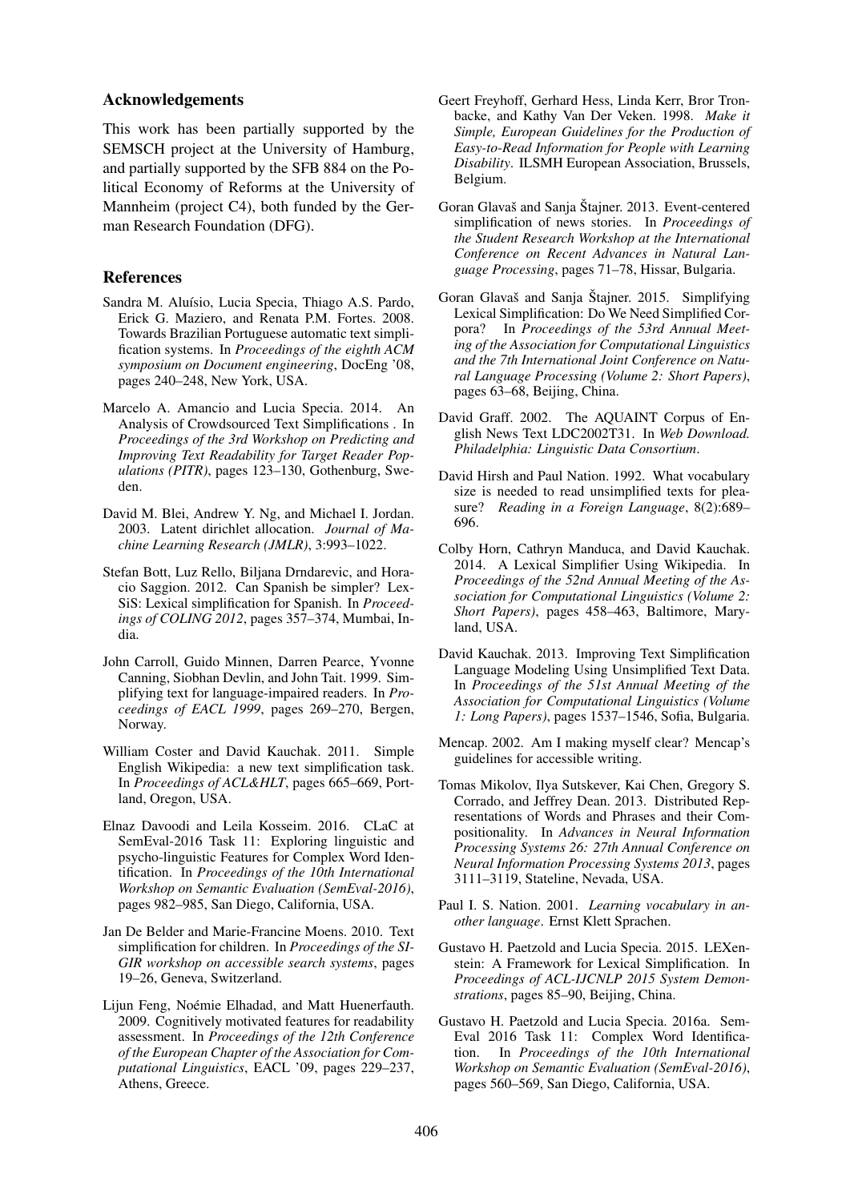## Acknowledgements

This work has been partially supported by the SEMSCH project at the University of Hamburg, and partially supported by the SFB 884 on the Political Economy of Reforms at the University of Mannheim (project C4), both funded by the German Research Foundation (DFG).

## References

Sandra M. Aluísio, Lucia Specia, Thiago A.S. Pardo, Erick G. Maziero, and Renata P.M. Fortes. 2008. Towards Brazilian Portuguese automatic text simplification systems. In *Proceedings of the eighth ACM symposium on Document engineering*, DocEng '08, pages 240–248, New York, USA.

Marcelo A. Amancio and Lucia Specia. 2014. An Analysis of Crowdsourced Text Simplifications . In *Proceedings of the 3rd Workshop on Predicting and Improving Text Readability for Target Reader Populations (PITR)*, pages 123–130, Gothenburg, Sweden.

David M. Blei, Andrew Y. Ng, and Michael I. Jordan. 2003. Latent dirichlet allocation. *Journal of Machine Learning Research (JMLR)*, 3:993–1022.

Stefan Bott, Luz Rello, Biljana Drndarevic, and Horacio Saggion. 2012. Can Spanish be simpler? LexSiS: Lexical simplification for Spanish. In *Proceedings of COLING 2012*, pages 357–374, Mumbai, India.

John Carroll, Guido Minnen, Darren Pearce, Yvonne Canning, Siobhan Devlin, and John Tait. 1999. Simplifying text for language-impaired readers. In *Proceedings of EACL 1999*, pages 269–270, Bergen, Norway.

William Coster and David Kauchak. 2011. Simple English Wikipedia: a new text simplification task. In *Proceedings of ACL&HLT*, pages 665–669, Portland, Oregon, USA.

Elnaz Davoodi and Leila Kosseim. 2016. CLaC at SemEval-2016 Task 11: Exploring linguistic and psycho-linguistic Features for Complex Word Identification. In *Proceedings of the 10th International Workshop on Semantic Evaluation (SemEval-2016)*, pages 982–985, San Diego, California, USA.

Jan De Belder and Marie-Francine Moens. 2010. Text simplification for children. In *Proceedings of the SIGIR workshop on accessible search systems*, pages 19–26, Geneva, Switzerland.

Lijun Feng, Noémie Elhadad, and Matt Huenerfauth. 2009. Cognitively motivated features for readability assessment. In *Proceedings of the 12th Conference of the European Chapter of the Association for Computational Linguistics*, EACL '09, pages 229–237, Athens, Greece.

Geert Freyhoff, Gerhard Hess, Linda Kerr, Bror Tronbacke, and Kathy Van Der Veken. 1998. *Make it Simple, European Guidelines for the Production of Easy-to-Read Information for People with Learning Disability*. ILSMH European Association, Brussels, Belgium.

Goran Glavaš and Sanja Štajner. 2013. Event-centered simplification of news stories. In *Proceedings of the Student Research Workshop at the International Conference on Recent Advances in Natural Language Processing*, pages 71–78, Hissar, Bulgaria.

Goran Glavaš and Sanja Štajner. 2015. Simplifying Lexical Simplification: Do We Need Simplified Corpora? In *Proceedings of the 53rd Annual Meeting of the Association for Computational Linguistics and the 7th International Joint Conference on Natural Language Processing (Volume 2: Short Papers)*, pages 63–68, Beijing, China.

David Graff. 2002. The AQUAINT Corpus of English News Text LDC2002T31. In *Web Download. Philadelphia: Linguistic Data Consortium*.

David Hirsh and Paul Nation. 1992. What vocabulary size is needed to read unsimplified texts for pleasure? *Reading in a Foreign Language*, 8(2):689–696.

Colby Horn, Cathryn Manduca, and David Kauchak. 2014. A Lexical Simplifier Using Wikipedia. In *Proceedings of the 52nd Annual Meeting of the Association for Computational Linguistics (Volume 2: Short Papers)*, pages 458–463, Baltimore, Maryland, USA.

David Kauchak. 2013. Improving Text Simplification Language Modeling Using Unsimplified Text Data. In *Proceedings of the 51st Annual Meeting of the Association for Computational Linguistics (Volume 1: Long Papers)*, pages 1537–1546, Sofia, Bulgaria.

Mencap. 2002. Am I making myself clear? Mencap's guidelines for accessible writing.

Tomas Mikolov, Ilya Sutskever, Kai Chen, Gregory S. Corrado, and Jeffrey Dean. 2013. Distributed Representations of Words and Phrases and their Compositionality. In *Advances in Neural Information Processing Systems 26: 27th Annual Conference on Neural Information Processing Systems 2013*, pages 3111–3119, Stateline, Nevada, USA.

Paul I. S. Nation. 2001. *Learning vocabulary in another language*. Ernst Klett Sprachen.

Gustavo H. Paetzold and Lucia Specia. 2015. LEXenstein: A Framework for Lexical Simplification. In *Proceedings of ACL-IJCNLP 2015 System Demonstrations*, pages 85–90, Beijing, China.

Gustavo H. Paetzold and Lucia Specia. 2016a. SemEval 2016 Task 11: Complex Word Identification. In *Proceedings of the 10th International Workshop on Semantic Evaluation (SemEval-2016)*, pages 560–569, San Diego, California, USA.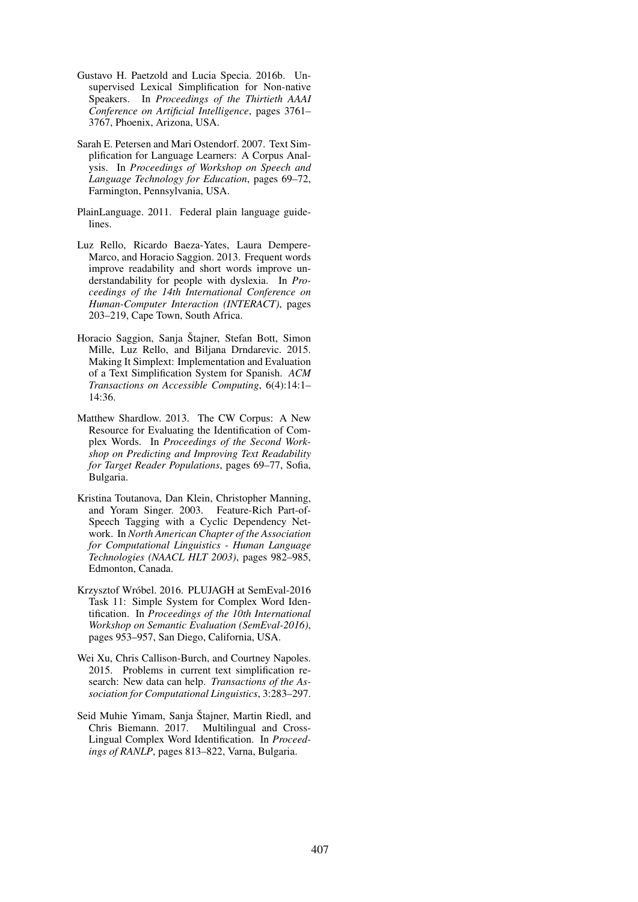Gustavo H. Paetzold and Lucia Specia. 2016b. Unsupervised Lexical Simplification for Non-native Speakers. In *Proceedings of the Thirtieth AAAI Conference on Artificial Intelligence*, pages 3761–3767, Phoenix, Arizona, USA.

Sarah E. Petersen and Mari Ostendorf. 2007. Text Simplification for Language Learners: A Corpus Analysis. In *Proceedings of Workshop on Speech and Language Technology for Education*, pages 69–72, Farmington, Pennsylvania, USA.

PlainLanguage. 2011. Federal plain language guidelines.

Luz Rello, Ricardo Baeza-Yates, Laura Dempere-Marco, and Horacio Saggion. 2013. Frequent words improve readability and short words improve understandability for people with dyslexia. In *Proceedings of the 14th International Conference on Human-Computer Interaction (INTERACT)*, pages 203–219, Cape Town, South Africa.

Horacio Saggion, Sanja Štajner, Stefan Bott, Simon Mille, Luz Rello, and Biljana Drndarevic. 2015. Making It Simplext: Implementation and Evaluation of a Text Simplification System for Spanish. *ACM Transactions on Accessible Computing*, 6(4):14:1–14:36.

Matthew Shardlow. 2013. The CW Corpus: A New Resource for Evaluating the Identification of Complex Words. In *Proceedings of the Second Workshop on Predicting and Improving Text Readability for Target Reader Populations*, pages 69–77, Sofia, Bulgaria.

Kristina Toutanova, Dan Klein, Christopher Manning, and Yoram Singer. 2003. Feature-Rich Part-of-Speech Tagging with a Cyclic Dependency Network. In *North American Chapter of the Association for Computational Linguistics - Human Language Technologies (NAACL HLT 2003)*, pages 982–985, Edmonton, Canada.

Krzysztof Wróbel. 2016. PLUJAGH at SemEval-2016 Task 11: Simple System for Complex Word Identification. In *Proceedings of the 10th International Workshop on Semantic Evaluation (SemEval-2016)*, pages 953–957, San Diego, California, USA.

Wei Xu, Chris Callison-Burch, and Courtney Napoles. 2015. Problems in current text simplification research: New data can help. *Transactions of the Association for Computational Linguistics*, 3:283–297.

Seid Muhie Yimam, Sanja Štajner, Martin Riedl, and Chris Biemann. 2017. Multilingual and Cross-Lingual Complex Word Identification. In *Proceedings of RANLP*, pages 813–822, Varna, Bulgaria.